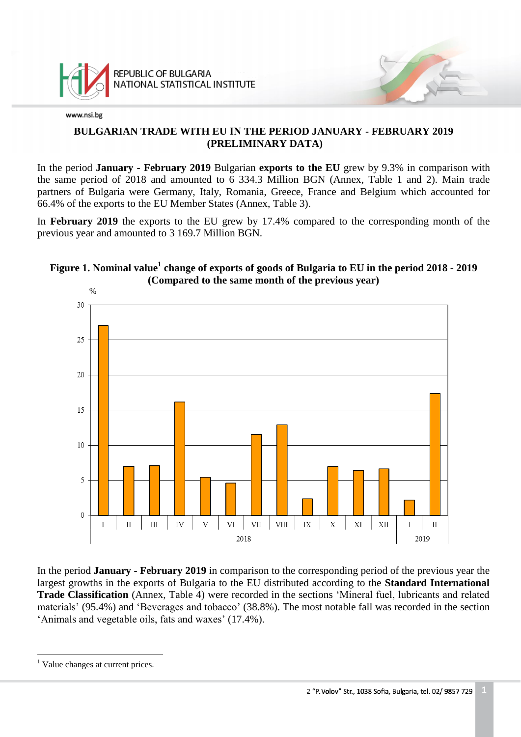# BULGARIAN TRADE WITH EU IN THE PERIOD JANUARY - FEBRUARY 2019 (PRELIMINARY DATA)

In the period **January - February 2019** Bulgarian **exports to the EU** grew by 9.3% in comparison with the same period of 2018 and amounted to 6 334.3 Million BGN (Annex, Table 1 and 2). Main trade partners of Bulgaria were Germany, Italy, Romania, Greece, France and Belgium which accounted for 66.4% of the exports to the EU Member States (Annex, Table 3).

In **February 2019** the exports to the EU grew by 17.4% compared to the corresponding month of the previous year and amounted to 3 169.7 Million BGN.

**Figure 1. Nominal value[1] change of exports of goods of Bulgaria to EU in the period 2018 - 2019 (Compared to the same month of the previous year)**

In the period **January - February 2019** in comparison to the corresponding period of the previous year the largest growths in the exports of Bulgaria to the EU distributed according to the **Standard International Trade Classification** (Annex, Table 4) were recorded in the sections 'Mineral fuel, lubricants and related materials' (95.4%) and 'Beverages and tobacco' (38.8%). The most notable fall was recorded in the section 'Animals and vegetable oils, fats and waxes' (17.4%).

---

[1] Value changes at current prices.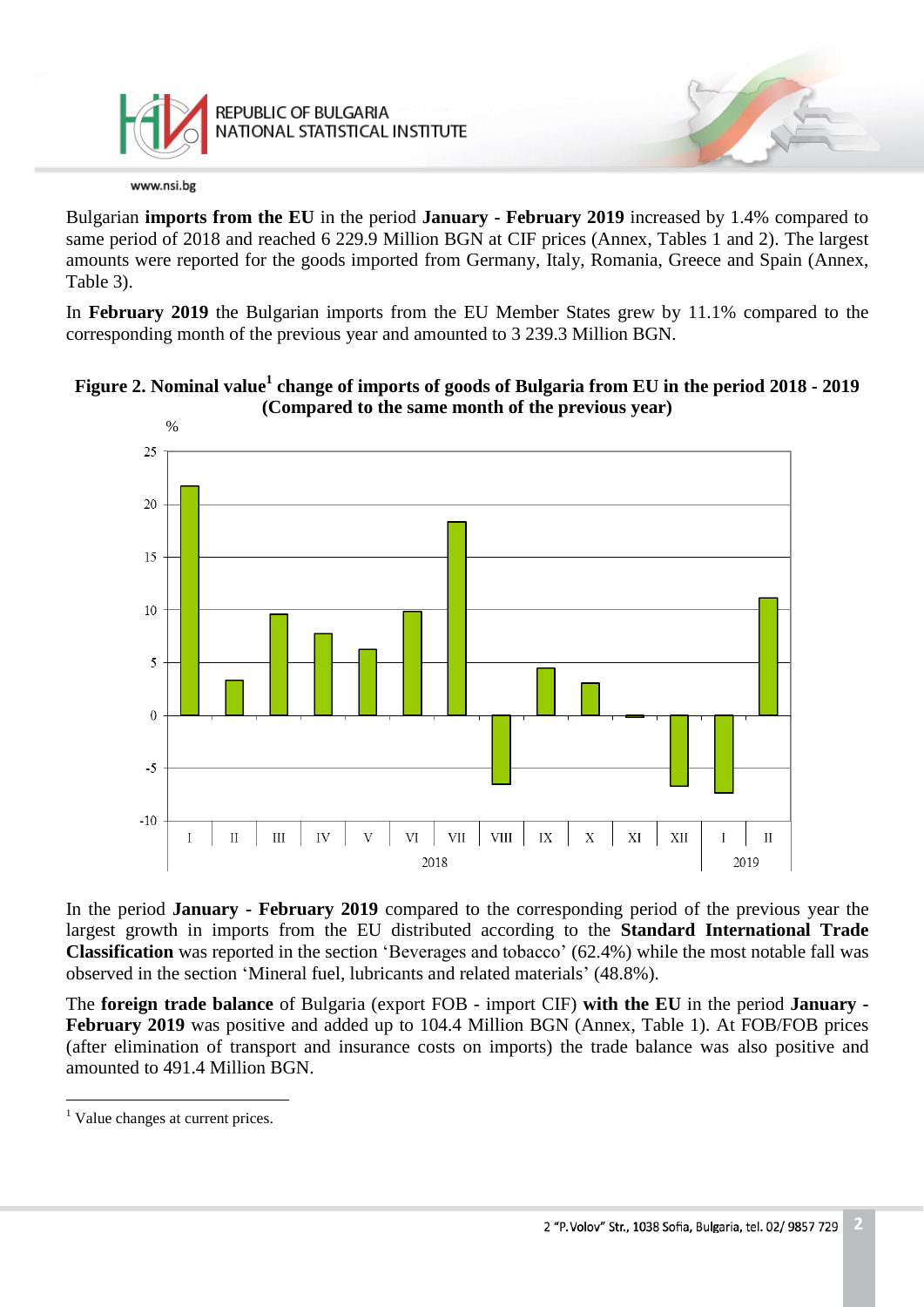Bulgarian **imports from the EU** in the period **January - February 2019** increased by 1.4% compared to same period of 2018 and reached 6 229.9 Million BGN at CIF prices (Annex, Tables 1 and 2). The largest amounts were reported for the goods imported from Germany, Italy, Romania, Greece and Spain (Annex, Table 3).

In **February 2019** the Bulgarian imports from the EU Member States grew by 11.1% compared to the corresponding month of the previous year and amounted to 3 239.3 Million BGN.

**Figure 2. Nominal value[1] change of imports of goods of Bulgaria from EU in the period 2018 - 2019 (Compared to the same month of the previous year)**

In the period **January - February 2019** compared to the corresponding period of the previous year the largest growth in imports from the EU distributed according to the **Standard International Trade Classification** was reported in the section 'Beverages and tobacco' (62.4%) while the most notable fall was observed in the section 'Mineral fuel, lubricants and related materials' (48.8%).

The **foreign trade balance** of Bulgaria (export FOB - import CIF) **with the EU** in the period **January - February 2019** was positive and added up to 104.4 Million BGN (Annex, Table 1). At FOB/FOB prices (after elimination of transport and insurance costs on imports) the trade balance was also positive and amounted to 491.4 Million BGN.

---

[1] Value changes at current prices.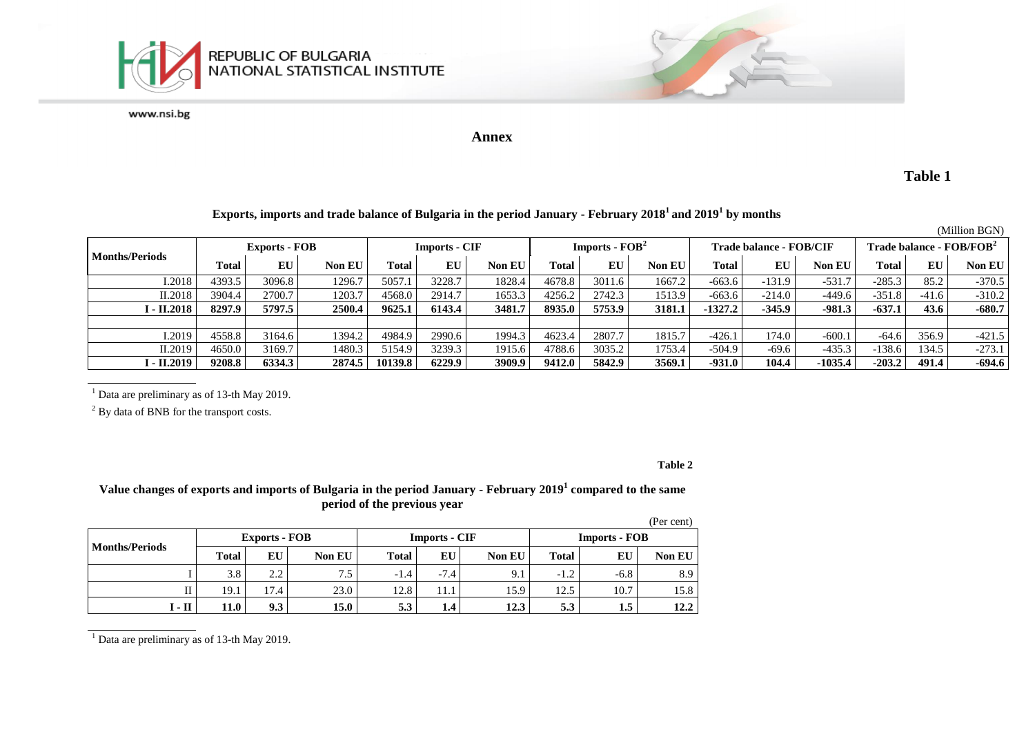## Annex

### Table 1

**Exports, imports and trade balance of Bulgaria in the period January - February 2018[1] and 2019[1] by months**

(Million BGN)

| Months/Periods | Exports - FOB | | | Imports - CIF | | | Imports - FOB[2] | | | Trade balance - FOB/CIF | | | Trade balance - FOB/FOB[2] | | |
|---|---|---|---|---|---|---|---|---|---|---|---|---|---|---|---|
| | Total | EU | Non EU | Total | EU | Non EU | Total | EU | Non EU | Total | EU | Non EU | Total | EU | Non EU |
| I.2018 | 4393.5 | 3096.8 | 1296.7 | 5057.1 | 3228.7 | 1828.4 | 4678.8 | 3011.6 | 1667.2 | -663.6 | -131.9 | -531.7 | -285.3 | 85.2 | -370.5 |
| II.2018 | 3904.4 | 2700.7 | 1203.7 | 4568.0 | 2914.7 | 1653.3 | 4256.2 | 2742.3 | 1513.9 | -663.6 | -214.0 | -449.6 | -351.8 | -41.6 | -310.2 |
| **I - II.2018** | **8297.9** | **5797.5** | **2500.4** | **9625.1** | **6143.4** | **3481.7** | **8935.0** | **5753.9** | **3181.1** | **-1327.2** | **-345.9** | **-981.3** | **-637.1** | **43.6** | **-680.7** |
| | | | | | | | | | | | | | | | |
| I.2019 | 4558.8 | 3164.6 | 1394.2 | 4984.9 | 2990.6 | 1994.3 | 4623.4 | 2807.7 | 1815.7 | -426.1 | 174.0 | -600.1 | -64.6 | 356.9 | -421.5 |
| II.2019 | 4650.0 | 3169.7 | 1480.3 | 5154.9 | 3239.3 | 1915.6 | 4788.6 | 3035.2 | 1753.4 | -504.9 | -69.6 | -435.3 | -138.6 | 134.5 | -273.1 |
| **I - II.2019** | **9208.8** | **6334.3** | **2874.5** | **10139.8** | **6229.9** | **3909.9** | **9412.0** | **5842.9** | **3569.1** | **-931.0** | **104.4** | **-1035.4** | **-203.2** | **491.4** | **-694.6** |

[1] Data are preliminary as of 13-th May 2019.

[2] By data of BNB for the transport costs.

### Table 2

**Value changes of exports and imports of Bulgaria in the period January - February 2019[1] compared to the same period of the previous year**

(Per cent)

| Months/Periods | Exports - FOB | | | Imports - CIF | | | Imports - FOB | | |
|---|---|---|---|---|---|---|---|---|---|
| | Total | EU | Non EU | Total | EU | Non EU | Total | EU | Non EU |
| I | 3.8 | 2.2 | 7.5 | -1.4 | -7.4 | 9.1 | -1.2 | -6.8 | 8.9 |
| II | 19.1 | 17.4 | 23.0 | 12.8 | 11.1 | 15.9 | 12.5 | 10.7 | 15.8 |
| **I - II** | **11.0** | **9.3** | **15.0** | **5.3** | **1.4** | **12.3** | **5.3** | **1.5** | **12.2** |

[1] Data are preliminary as of 13-th May 2019.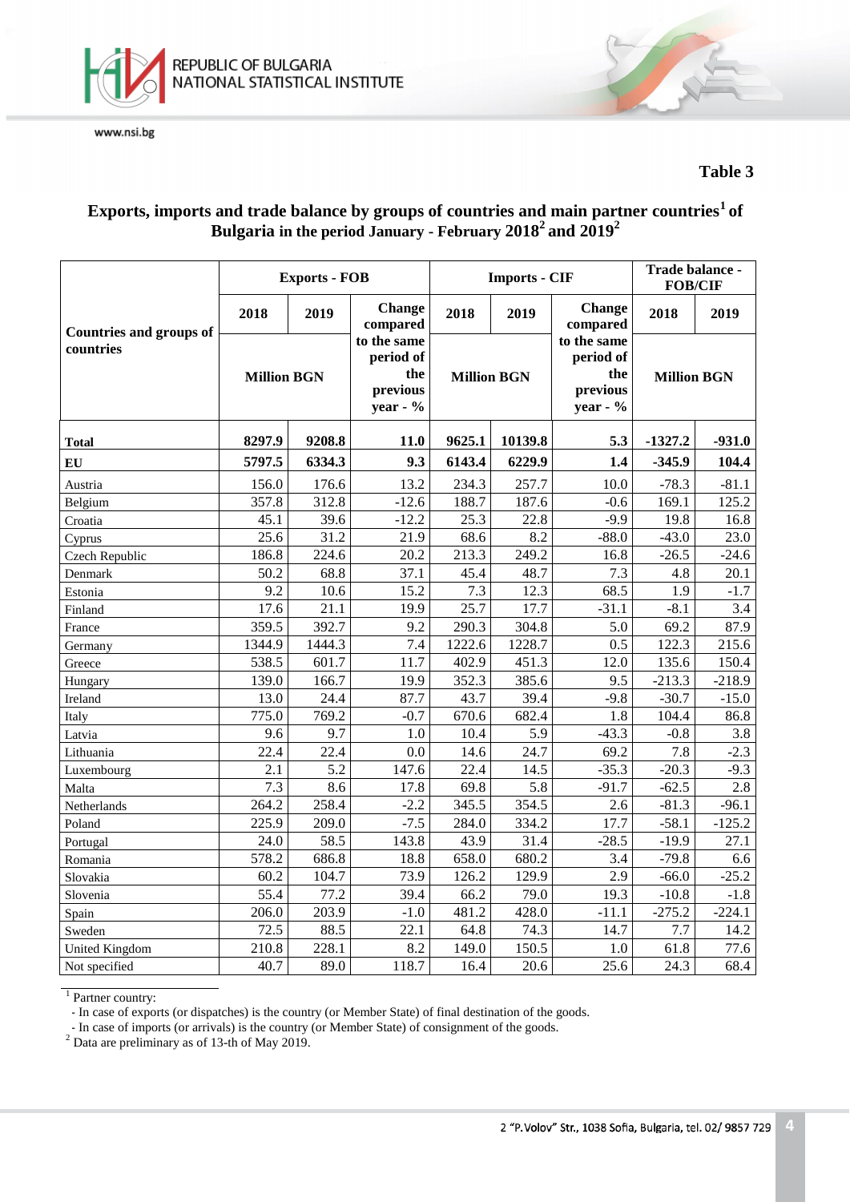**Table 3**

## Exports, imports and trade balance by groups of countries and main partner countries[1] of Bulgaria in the period January - February 2018[2] and 2019[2]

| Countries and groups of countries | Exports - FOB | | | Imports - CIF | | | Trade balance - FOB/CIF | |
|---|---|---|---|---|---|---|---|---|
| | 2018 | 2019 | Change compared to the same period of the previous year - % | 2018 | 2019 | Change compared to the same period of the previous year - % | 2018 | 2019 |
| | Million BGN | | | Million BGN | | | Million BGN | |
| **Total** | **8297.9** | **9208.8** | **11.0** | **9625.1** | **10139.8** | **5.3** | **-1327.2** | **-931.0** |
| **EU** | **5797.5** | **6334.3** | **9.3** | **6143.4** | **6229.9** | **1.4** | **-345.9** | **104.4** |
| Austria | 156.0 | 176.6 | 13.2 | 234.3 | 257.7 | 10.0 | -78.3 | -81.1 |
| Belgium | 357.8 | 312.8 | -12.6 | 188.7 | 187.6 | -0.6 | 169.1 | 125.2 |
| Croatia | 45.1 | 39.6 | -12.2 | 25.3 | 22.8 | -9.9 | 19.8 | 16.8 |
| Cyprus | 25.6 | 31.2 | 21.9 | 68.6 | 8.2 | -88.0 | -43.0 | 23.0 |
| Czech Republic | 186.8 | 224.6 | 20.2 | 213.3 | 249.2 | 16.8 | -26.5 | -24.6 |
| Denmark | 50.2 | 68.8 | 37.1 | 45.4 | 48.7 | 7.3 | 4.8 | 20.1 |
| Estonia | 9.2 | 10.6 | 15.2 | 7.3 | 12.3 | 68.5 | 1.9 | -1.7 |
| Finland | 17.6 | 21.1 | 19.9 | 25.7 | 17.7 | -31.1 | -8.1 | 3.4 |
| France | 359.5 | 392.7 | 9.2 | 290.3 | 304.8 | 5.0 | 69.2 | 87.9 |
| Germany | 1344.9 | 1444.3 | 7.4 | 1222.6 | 1228.7 | 0.5 | 122.3 | 215.6 |
| Greece | 538.5 | 601.7 | 11.7 | 402.9 | 451.3 | 12.0 | 135.6 | 150.4 |
| Hungary | 139.0 | 166.7 | 19.9 | 352.3 | 385.6 | 9.5 | -213.3 | -218.9 |
| Ireland | 13.0 | 24.4 | 87.7 | 43.7 | 39.4 | -9.8 | -30.7 | -15.0 |
| Italy | 775.0 | 769.2 | -0.7 | 670.6 | 682.4 | 1.8 | 104.4 | 86.8 |
| Latvia | 9.6 | 9.7 | 1.0 | 10.4 | 5.9 | -43.3 | -0.8 | 3.8 |
| Lithuania | 22.4 | 22.4 | 0.0 | 14.6 | 24.7 | 69.2 | 7.8 | -2.3 |
| Luxembourg | 2.1 | 5.2 | 147.6 | 22.4 | 14.5 | -35.3 | -20.3 | -9.3 |
| Malta | 7.3 | 8.6 | 17.8 | 69.8 | 5.8 | -91.7 | -62.5 | 2.8 |
| Netherlands | 264.2 | 258.4 | -2.2 | 345.5 | 354.5 | 2.6 | -81.3 | -96.1 |
| Poland | 225.9 | 209.0 | -7.5 | 284.0 | 334.2 | 17.7 | -58.1 | -125.2 |
| Portugal | 24.0 | 58.5 | 143.8 | 43.9 | 31.4 | -28.5 | -19.9 | 27.1 |
| Romania | 578.2 | 686.8 | 18.8 | 658.0 | 680.2 | 3.4 | -79.8 | 6.6 |
| Slovakia | 60.2 | 104.7 | 73.9 | 126.2 | 129.9 | 2.9 | -66.0 | -25.2 |
| Slovenia | 55.4 | 77.2 | 39.4 | 66.2 | 79.0 | 19.3 | -10.8 | -1.8 |
| Spain | 206.0 | 203.9 | -1.0 | 481.2 | 428.0 | -11.1 | -275.2 | -224.1 |
| Sweden | 72.5 | 88.5 | 22.1 | 64.8 | 74.3 | 14.7 | 7.7 | 14.2 |
| United Kingdom | 210.8 | 228.1 | 8.2 | 149.0 | 150.5 | 1.0 | 61.8 | 77.6 |
| Not specified | 40.7 | 89.0 | 118.7 | 16.4 | 20.6 | 25.6 | 24.3 | 68.4 |

[1] Partner country:
- In case of exports (or dispatches) is the country (or Member State) of final destination of the goods.
- In case of imports (or arrivals) is the country (or Member State) of consignment of the goods.

[2] Data are preliminary as of 13-th of May 2019.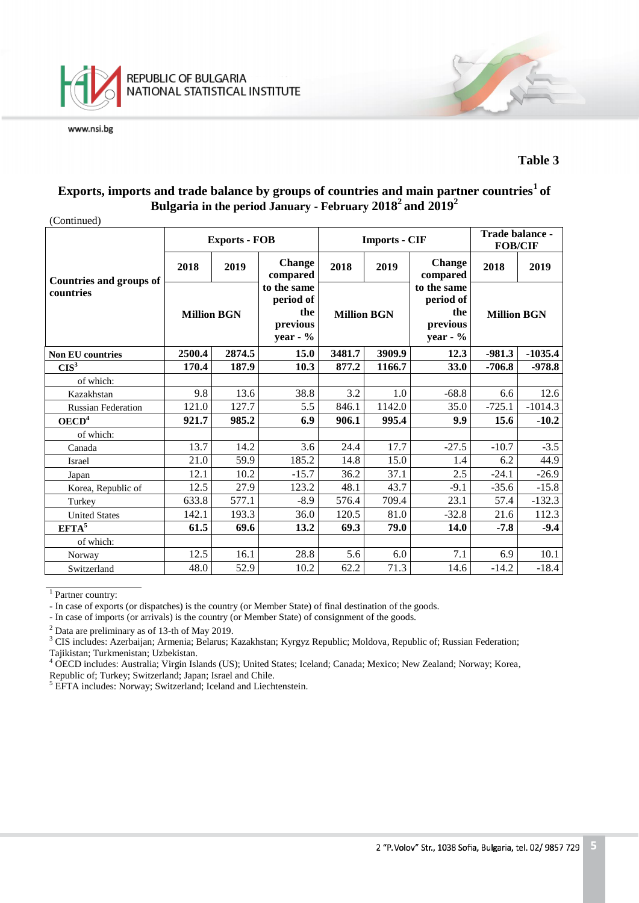**Table 3**

**Exports, imports and trade balance by groups of countries and main partner countries[1] of Bulgaria in the period January - February 2018[2] and 2019[2]**

(Continued)

| Countries and groups of countries | Exports - FOB | | | Imports - CIF | | | Trade balance - FOB/CIF | |
|---|---|---|---|---|---|---|---|---|
| | 2018 | 2019 | Change compared to the same period of the previous year - % | 2018 | 2019 | Change compared to the same period of the previous year - % | 2018 | 2019 |
| | Million BGN | | | Million BGN | | | Million BGN | |
| **Non EU countries** | **2500.4** | **2874.5** | **15.0** | **3481.7** | **3909.9** | **12.3** | **-981.3** | **-1035.4** |
| **CIS[3]** | **170.4** | **187.9** | **10.3** | **877.2** | **1166.7** | **33.0** | **-706.8** | **-978.8** |
| of which: | | | | | | | | |
| Kazakhstan | 9.8 | 13.6 | 38.8 | 3.2 | 1.0 | -68.8 | 6.6 | 12.6 |
| Russian Federation | 121.0 | 127.7 | 5.5 | 846.1 | 1142.0 | 35.0 | -725.1 | -1014.3 |
| **OECD[4]** | **921.7** | **985.2** | **6.9** | **906.1** | **995.4** | **9.9** | **15.6** | **-10.2** |
| of which: | | | | | | | | |
| Canada | 13.7 | 14.2 | 3.6 | 24.4 | 17.7 | -27.5 | -10.7 | -3.5 |
| Israel | 21.0 | 59.9 | 185.2 | 14.8 | 15.0 | 1.4 | 6.2 | 44.9 |
| Japan | 12.1 | 10.2 | -15.7 | 36.2 | 37.1 | 2.5 | -24.1 | -26.9 |
| Korea, Republic of | 12.5 | 27.9 | 123.2 | 48.1 | 43.7 | -9.1 | -35.6 | -15.8 |
| Turkey | 633.8 | 577.1 | -8.9 | 576.4 | 709.4 | 23.1 | 57.4 | -132.3 |
| United States | 142.1 | 193.3 | 36.0 | 120.5 | 81.0 | -32.8 | 21.6 | 112.3 |
| **EFTA[5]** | **61.5** | **69.6** | **13.2** | **69.3** | **79.0** | **14.0** | **-7.8** | **-9.4** |
| of which: | | | | | | | | |
| Norway | 12.5 | 16.1 | 28.8 | 5.6 | 6.0 | 7.1 | 6.9 | 10.1 |
| Switzerland | 48.0 | 52.9 | 10.2 | 62.2 | 71.3 | 14.6 | -14.2 | -18.4 |

[1] Partner country:
- In case of exports (or dispatches) is the country (or Member State) of final destination of the goods.
- In case of imports (or arrivals) is the country (or Member State) of consignment of the goods.

[2] Data are preliminary as of 13-th of May 2019.

[3] CIS includes: Azerbaijan; Armenia; Belarus; Kazakhstan; Kyrgyz Republic; Moldova, Republic of; Russian Federation; Tajikistan; Turkmenistan; Uzbekistan.

[4] OECD includes: Australia; Virgin Islands (US); United States; Iceland; Canada; Mexico; New Zealand; Norway; Korea, Republic of; Turkey; Switzerland; Japan; Israel and Chile.

[5] EFTA includes: Norway; Switzerland; Iceland and Liechtenstein.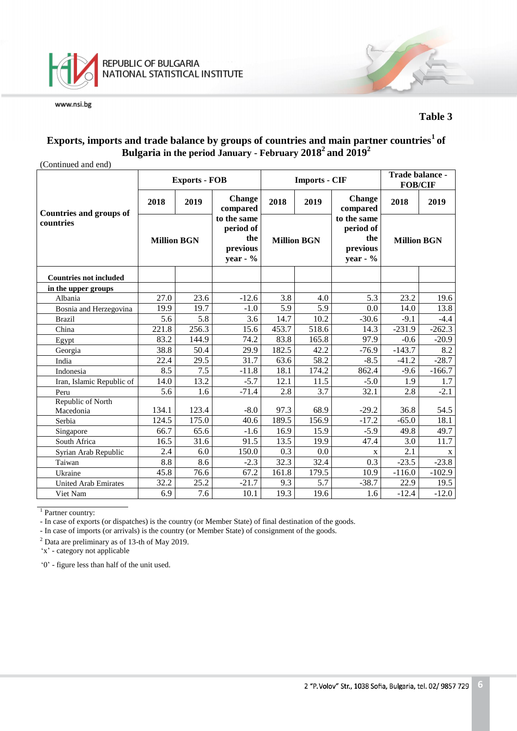**Table 3**

## Exports, imports and trade balance by groups of countries and main partner countries[1] of Bulgaria in the period January - February 2018[2] and 2019[2]

(Continued and end)

| Countries and groups of countries | Exports - FOB | | | Imports - CIF | | | Trade balance - FOB/CIF | |
|---|---|---|---|---|---|---|---|---|
| | 2018 | 2019 | Change compared to the same period of the previous year - % | 2018 | 2019 | Change compared to the same period of the previous year - % | 2018 | 2019 |
| | Million BGN | | | Million BGN | | | Million BGN | |
| **Countries not included in the upper groups** | | | | | | | | |
| Albania | 27.0 | 23.6 | -12.6 | 3.8 | 4.0 | 5.3 | 23.2 | 19.6 |
| Bosnia and Herzegovina | 19.9 | 19.7 | -1.0 | 5.9 | 5.9 | 0.0 | 14.0 | 13.8 |
| Brazil | 5.6 | 5.8 | 3.6 | 14.7 | 10.2 | -30.6 | -9.1 | -4.4 |
| China | 221.8 | 256.3 | 15.6 | 453.7 | 518.6 | 14.3 | -231.9 | -262.3 |
| Egypt | 83.2 | 144.9 | 74.2 | 83.8 | 165.8 | 97.9 | -0.6 | -20.9 |
| Georgia | 38.8 | 50.4 | 29.9 | 182.5 | 42.2 | -76.9 | -143.7 | 8.2 |
| India | 22.4 | 29.5 | 31.7 | 63.6 | 58.2 | -8.5 | -41.2 | -28.7 |
| Indonesia | 8.5 | 7.5 | -11.8 | 18.1 | 174.2 | 862.4 | -9.6 | -166.7 |
| Iran, Islamic Republic of | 14.0 | 13.2 | -5.7 | 12.1 | 11.5 | -5.0 | 1.9 | 1.7 |
| Peru | 5.6 | 1.6 | -71.4 | 2.8 | 3.7 | 32.1 | 2.8 | -2.1 |
| Republic of North Macedonia | 134.1 | 123.4 | -8.0 | 97.3 | 68.9 | -29.2 | 36.8 | 54.5 |
| Serbia | 124.5 | 175.0 | 40.6 | 189.5 | 156.9 | -17.2 | -65.0 | 18.1 |
| Singapore | 66.7 | 65.6 | -1.6 | 16.9 | 15.9 | -5.9 | 49.8 | 49.7 |
| South Africa | 16.5 | 31.6 | 91.5 | 13.5 | 19.9 | 47.4 | 3.0 | 11.7 |
| Syrian Arab Republic | 2.4 | 6.0 | 150.0 | 0.3 | 0.0 | x | 2.1 | x |
| Taiwan | 8.8 | 8.6 | -2.3 | 32.3 | 32.4 | 0.3 | -23.5 | -23.8 |
| Ukraine | 45.8 | 76.6 | 67.2 | 161.8 | 179.5 | 10.9 | -116.0 | -102.9 |
| United Arab Emirates | 32.2 | 25.2 | -21.7 | 9.3 | 5.7 | -38.7 | 22.9 | 19.5 |
| Viet Nam | 6.9 | 7.6 | 10.1 | 19.3 | 19.6 | 1.6 | -12.4 | -12.0 |

[1] Partner country:
- In case of exports (or dispatches) is the country (or Member State) of final destination of the goods.
- In case of imports (or arrivals) is the country (or Member State) of consignment of the goods.

[2] Data are preliminary as of 13-th of May 2019.

'x' - category not applicable

'0' - figure less than half of the unit used.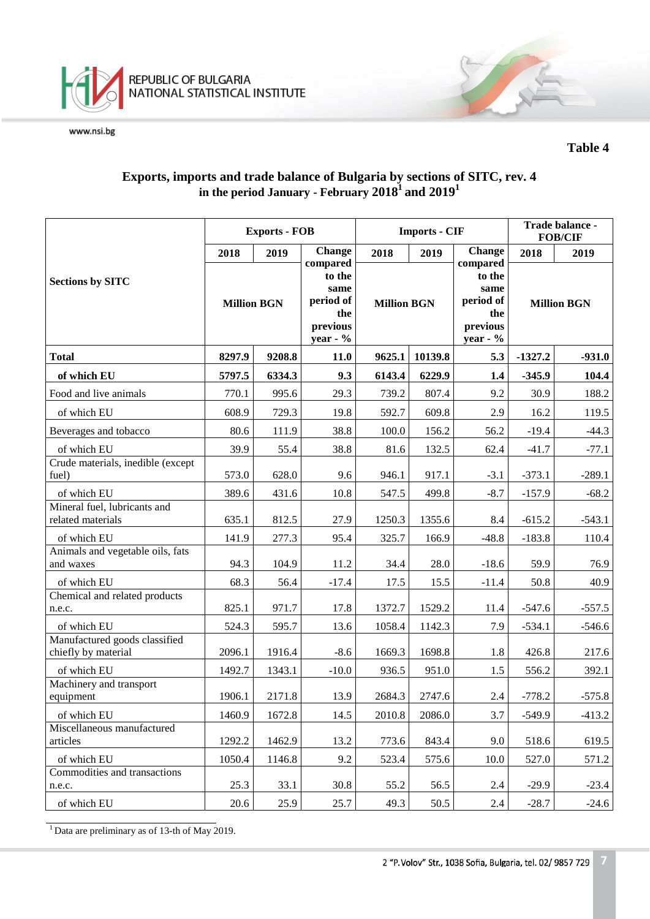**Table 4**

## Exports, imports and trade balance of Bulgaria by sections of SITC, rev. 4 in the period January - February 2018[1] and 2019[1]

| Sections by SITC | Exports - FOB | | | Imports - CIF | | | Trade balance - FOB/CIF | |
|---|---|---|---|---|---|---|---|---|
| | 2018 | 2019 | Change compared to the same period of the previous year - % | 2018 | 2019 | Change compared to the same period of the previous year - % | 2018 | 2019 |
| | Million BGN | | | Million BGN | | | Million BGN | |
| **Total** | **8297.9** | **9208.8** | **11.0** | **9625.1** | **10139.8** | **5.3** | **-1327.2** | **-931.0** |
| **of which EU** | **5797.5** | **6334.3** | **9.3** | **6143.4** | **6229.9** | **1.4** | **-345.9** | **104.4** |
| Food and live animals | 770.1 | 995.6 | 29.3 | 739.2 | 807.4 | 9.2 | 30.9 | 188.2 |
| of which EU | 608.9 | 729.3 | 19.8 | 592.7 | 609.8 | 2.9 | 16.2 | 119.5 |
| Beverages and tobacco | 80.6 | 111.9 | 38.8 | 100.0 | 156.2 | 56.2 | -19.4 | -44.3 |
| of which EU | 39.9 | 55.4 | 38.8 | 81.6 | 132.5 | 62.4 | -41.7 | -77.1 |
| Crude materials, inedible (except fuel) | 573.0 | 628.0 | 9.6 | 946.1 | 917.1 | -3.1 | -373.1 | -289.1 |
| of which EU | 389.6 | 431.6 | 10.8 | 547.5 | 499.8 | -8.7 | -157.9 | -68.2 |
| Mineral fuel, lubricants and related materials | 635.1 | 812.5 | 27.9 | 1250.3 | 1355.6 | 8.4 | -615.2 | -543.1 |
| of which EU | 141.9 | 277.3 | 95.4 | 325.7 | 166.9 | -48.8 | -183.8 | 110.4 |
| Animals and vegetable oils, fats and waxes | 94.3 | 104.9 | 11.2 | 34.4 | 28.0 | -18.6 | 59.9 | 76.9 |
| of which EU | 68.3 | 56.4 | -17.4 | 17.5 | 15.5 | -11.4 | 50.8 | 40.9 |
| Chemical and related products n.e.c. | 825.1 | 971.7 | 17.8 | 1372.7 | 1529.2 | 11.4 | -547.6 | -557.5 |
| of which EU | 524.3 | 595.7 | 13.6 | 1058.4 | 1142.3 | 7.9 | -534.1 | -546.6 |
| Manufactured goods classified chiefly by material | 2096.1 | 1916.4 | -8.6 | 1669.3 | 1698.8 | 1.8 | 426.8 | 217.6 |
| of which EU | 1492.7 | 1343.1 | -10.0 | 936.5 | 951.0 | 1.5 | 556.2 | 392.1 |
| Machinery and transport equipment | 1906.1 | 2171.8 | 13.9 | 2684.3 | 2747.6 | 2.4 | -778.2 | -575.8 |
| of which EU | 1460.9 | 1672.8 | 14.5 | 2010.8 | 2086.0 | 3.7 | -549.9 | -413.2 |
| Miscellaneous manufactured articles | 1292.2 | 1462.9 | 13.2 | 773.6 | 843.4 | 9.0 | 518.6 | 619.5 |
| of which EU | 1050.4 | 1146.8 | 9.2 | 523.4 | 575.6 | 10.0 | 527.0 | 571.2 |
| Commodities and transactions n.e.c. | 25.3 | 33.1 | 30.8 | 55.2 | 56.5 | 2.4 | -29.9 | -23.4 |
| of which EU | 20.6 | 25.9 | 25.7 | 49.3 | 50.5 | 2.4 | -28.7 | -24.6 |

[1] Data are preliminary as of 13-th of May 2019.